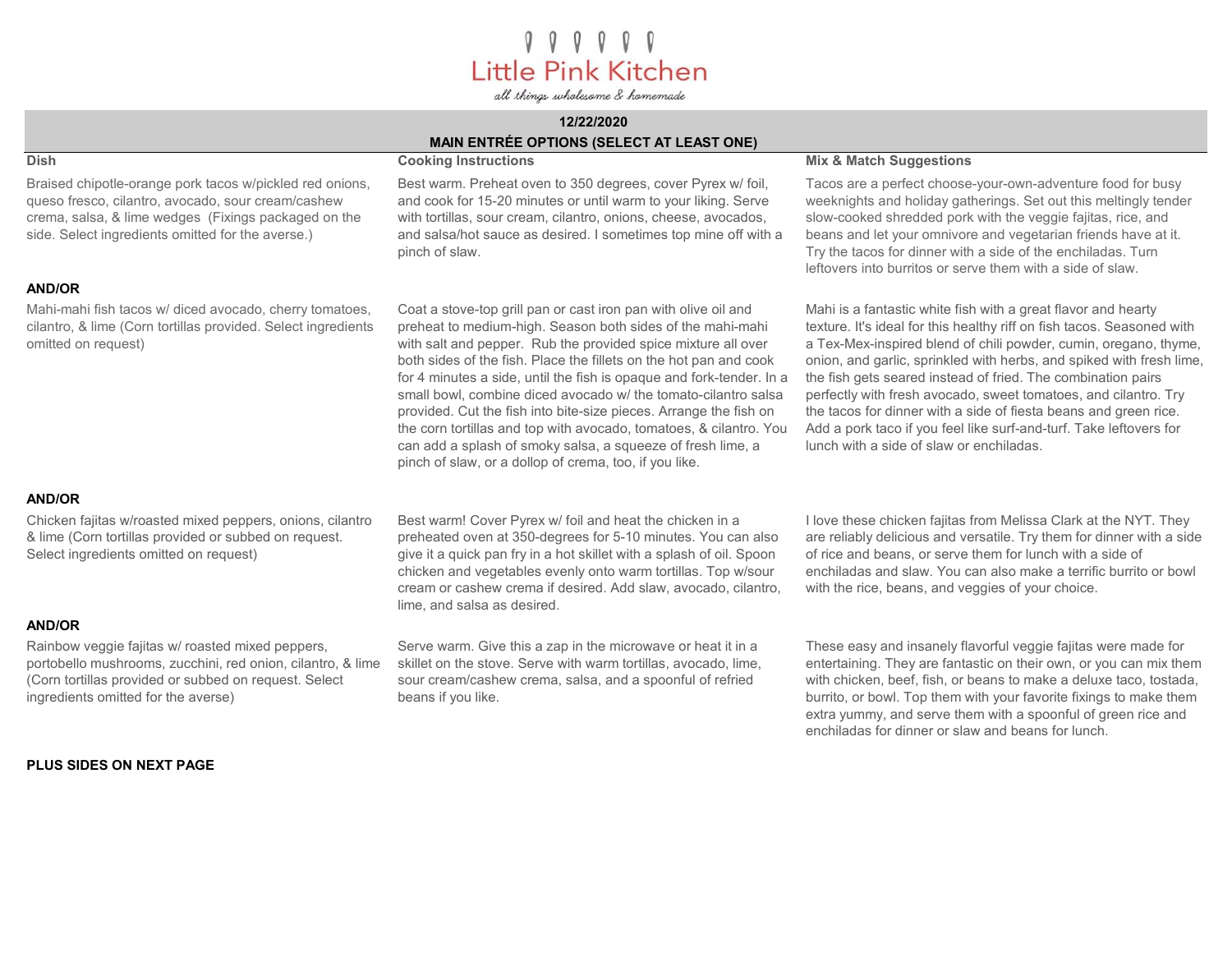# Little Pink Kitchen

*all things wholesome & homemade*

**12/22/2020**

**MAIN ENTRÉE OPTIONS (SELECT AT LEAST ONE)**

| Dish | Cooking Instructions | Mix & Match Suggestions |
|---|---|---|
| Braised chipotle-orange pork tacos w/pickled red onions, queso fresco, cilantro, avocado, sour cream/cashew crema, salsa, & lime wedges (Fixings packaged on the side. Select ingredients omitted for the averse.) | Best warm. Preheat oven to 350 degrees, cover Pyrex w/ foil, and cook for 15-20 minutes or until warm to your liking. Serve with tortillas, sour cream, cilantro, onions, cheese, avocados, and salsa/hot sauce as desired. I sometimes top mine off with a pinch of slaw. | Tacos are a perfect choose-your-own-adventure food for busy weeknights and holiday gatherings. Set out this meltingly tender slow-cooked shredded pork with the veggie fajitas, rice, and beans and let your omnivore and vegetarian friends have at it. Try the tacos for dinner with a side of the enchiladas. Turn leftovers into burritos or serve them with a side of slaw. |
| **AND/OR** | | |
| Mahi-mahi fish tacos w/ diced avocado, cherry tomatoes, cilantro, & lime (Corn tortillas provided. Select ingredients omitted on request) | Coat a stove-top grill pan or cast iron pan with olive oil and preheat to medium-high. Season both sides of the mahi-mahi with salt and pepper. Rub the provided spice mixture all over both sides of the fish. Place the fillets on the hot pan and cook for 4 minutes a side, until the fish is opaque and fork-tender. In a small bowl, combine diced avocado w/ the tomato-cilantro salsa provided. Cut the fish into bite-size pieces. Arrange the fish on the corn tortillas and top with avocado, tomatoes, & cilantro. You can add a splash of smoky salsa, a squeeze of fresh lime, a pinch of slaw, or a dollop of crema, too, if you like. | Mahi is a fantastic white fish with a great flavor and hearty texture. It's ideal for this healthy riff on fish tacos. Seasoned with a Tex-Mex-inspired blend of chili powder, cumin, oregano, thyme, onion, and garlic, sprinkled with herbs, and spiked with fresh lime, the fish gets seared instead of fried. The combination pairs perfectly with fresh avocado, sweet tomatoes, and cilantro. Try the tacos for dinner with a side of fiesta beans and green rice. Add a pork taco if you feel like surf-and-turf. Take leftovers for lunch with a side of slaw or enchiladas. |
| **AND/OR** | | |
| Chicken fajitas w/roasted mixed peppers, onions, cilantro & lime (Corn tortillas provided or subbed on request. Select ingredients omitted on request) | Best warm! Cover Pyrex w/ foil and heat the chicken in a preheated oven at 350-degrees for 5-10 minutes. You can also give it a quick pan fry in a hot skillet with a splash of oil. Spoon chicken and vegetables evenly onto warm tortillas. Top w/sour cream or cashew crema if desired. Add slaw, avocado, cilantro, lime, and salsa as desired. | I love these chicken fajitas from Melissa Clark at the NYT. They are reliably delicious and versatile. Try them for dinner with a side of rice and beans, or serve them for lunch with a side of enchiladas and slaw. You can also make a terrific burrito or bowl with the rice, beans, and veggies of your choice. |
| **AND/OR** | | |
| Rainbow veggie fajitas w/ roasted mixed peppers, portobello mushrooms, zucchini, red onion, cilantro, & lime (Corn tortillas provided or subbed on request. Select ingredients omitted for the averse) | Serve warm. Give this a zap in the microwave or heat it in a skillet on the stove. Serve with warm tortillas, avocado, lime, sour cream/cashew crema, salsa, and a spoonful of refried beans if you like. | These easy and insanely flavorful veggie fajitas were made for entertaining. They are fantastic on their own, or you can mix them with chicken, beef, fish, or beans to make a deluxe taco, tostada, burrito, or bowl. Top them with your favorite fixings to make them extra yummy, and serve them with a spoonful of green rice and enchiladas for dinner or slaw and beans for lunch. |

**PLUS SIDES ON NEXT PAGE**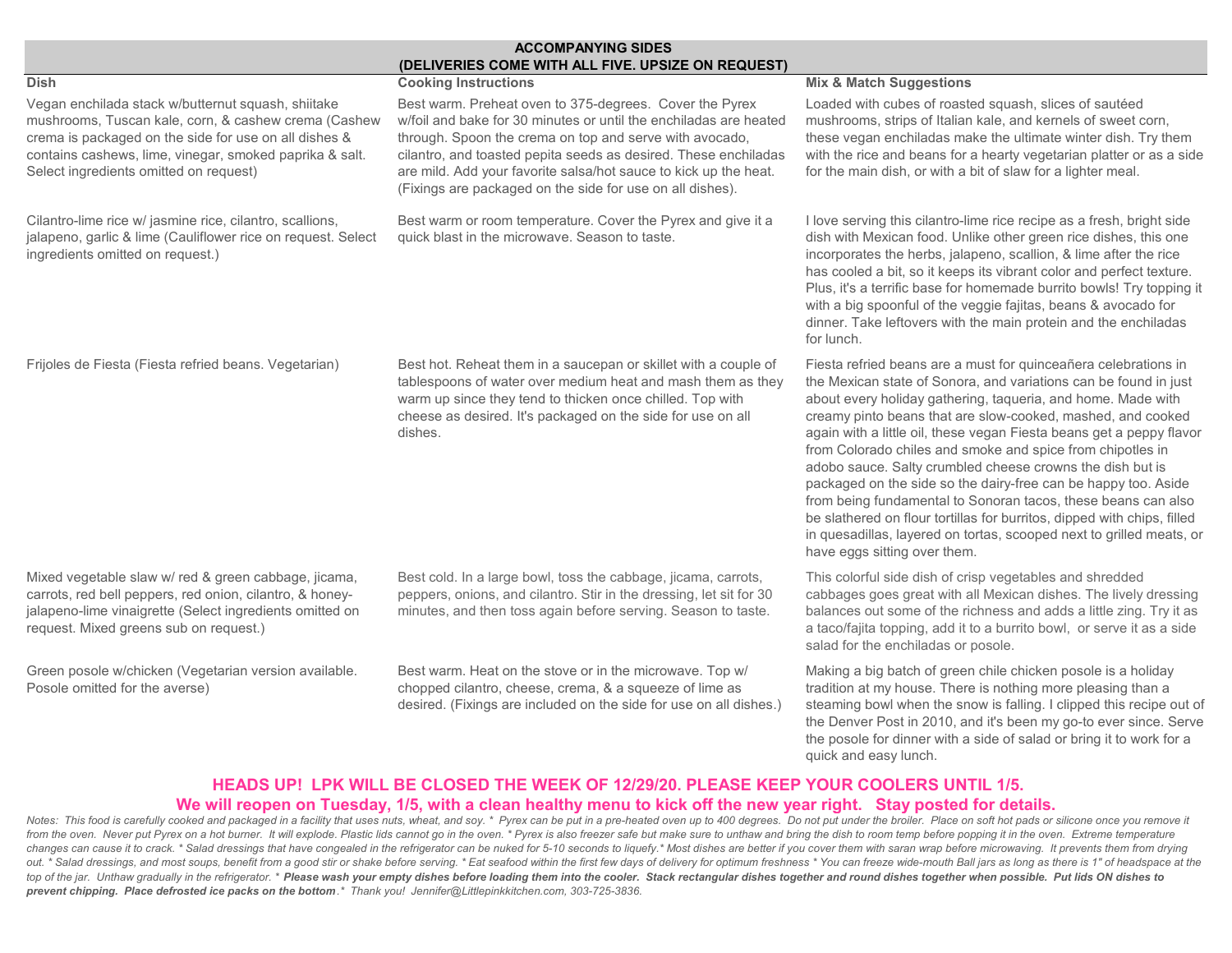**ACCOMPANYING SIDES**
**(DELIVERIES COME WITH ALL FIVE. UPSIZE ON REQUEST)**

| Dish | Cooking Instructions | Mix & Match Suggestions |
|---|---|---|
| Vegan enchilada stack w/butternut squash, shiitake mushrooms, Tuscan kale, corn, & cashew crema (Cashew crema is packaged on the side for use on all dishes & contains cashews, lime, vinegar, smoked paprika & salt. Select ingredients omitted on request) | Best warm. Preheat oven to 375-degrees. Cover the Pyrex w/foil and bake for 30 minutes or until the enchiladas are heated through. Spoon the crema on top and serve with avocado, cilantro, and toasted pepita seeds as desired. These enchiladas are mild. Add your favorite salsa/hot sauce to kick up the heat. (Fixings are packaged on the side for use on all dishes). | Loaded with cubes of roasted squash, slices of sautéed mushrooms, strips of Italian kale, and kernels of sweet corn, these vegan enchiladas make the ultimate winter dish. Try them with the rice and beans for a hearty vegetarian platter or as a side for the main dish, or with a bit of slaw for a lighter meal. |
| Cilantro-lime rice w/ jasmine rice, cilantro, scallions, jalapeno, garlic & lime (Cauliflower rice on request. Select ingredients omitted on request.) | Best warm or room temperature. Cover the Pyrex and give it a quick blast in the microwave. Season to taste. | I love serving this cilantro-lime rice recipe as a fresh, bright side dish with Mexican food. Unlike other green rice dishes, this one incorporates the herbs, jalapeno, scallion, & lime after the rice has cooled a bit, so it keeps its vibrant color and perfect texture. Plus, it's a terrific base for homemade burrito bowls! Try topping it with a big spoonful of the veggie fajitas, beans & avocado for dinner. Take leftovers with the main protein and the enchiladas for lunch. |
| Frijoles de Fiesta (Fiesta refried beans. Vegetarian) | Best hot. Reheat them in a saucepan or skillet with a couple of tablespoons of water over medium heat and mash them as they warm up since they tend to thicken once chilled. Top with cheese as desired. It's packaged on the side for use on all dishes. | Fiesta refried beans are a must for quinceañera celebrations in the Mexican state of Sonora, and variations can be found in just about every holiday gathering, taqueria, and home. Made with creamy pinto beans that are slow-cooked, mashed, and cooked again with a little oil, these vegan Fiesta beans get a peppy flavor from Colorado chiles and smoke and spice from chipotles in adobo sauce. Salty crumbled cheese crowns the dish but is packaged on the side so the dairy-free can be happy too. Aside from being fundamental to Sonoran tacos, these beans can also be slathered on flour tortillas for burritos, dipped with chips, filled in quesadillas, layered on tortas, scooped next to grilled meats, or have eggs sitting over them. |
| Mixed vegetable slaw w/ red & green cabbage, jicama, carrots, red bell peppers, red onion, cilantro, & honey-jalapeno-lime vinaigrette (Select ingredients omitted on request. Mixed greens sub on request.) | Best cold. In a large bowl, toss the cabbage, jicama, carrots, peppers, onions, and cilantro. Stir in the dressing, let sit for 30 minutes, and then toss again before serving. Season to taste. | This colorful side dish of crisp vegetables and shredded cabbages goes great with all Mexican dishes. The lively dressing balances out some of the richness and adds a little zing. Try it as a taco/fajita topping, add it to a burrito bowl, or serve it as a side salad for the enchiladas or posole. |
| Green posole w/chicken (Vegetarian version available. Posole omitted for the averse) | Best warm. Heat on the stove or in the microwave. Top w/ chopped cilantro, cheese, crema, & a squeeze of lime as desired. (Fixings are included on the side for use on all dishes.) | Making a big batch of green chile chicken posole is a holiday tradition at my house. There is nothing more pleasing than a steaming bowl when the snow is falling. I clipped this recipe out of the Denver Post in 2010, and it's been my go-to ever since. Serve the posole for dinner with a side of salad or bring it to work for a quick and easy lunch. |

**HEADS UP! LPK WILL BE CLOSED THE WEEK OF 12/29/20. PLEASE KEEP YOUR COOLERS UNTIL 1/5.**
**We will reopen on Tuesday, 1/5, with a clean healthy menu to kick off the new year right. Stay posted for details.**

*Notes: This food is carefully cooked and packaged in a facility that uses nuts, wheat, and soy. * Pyrex can be put in a pre-heated oven up to 400 degrees. Do not put under the broiler. Place on soft hot pads or silicone once you remove it from the oven. Never put Pyrex on a hot burner. It will explode. Plastic lids cannot go in the oven. * Pyrex is also freezer safe but make sure to unthaw and bring the dish to room temp before popping it in the oven. Extreme temperature changes can cause it to crack. * Salad dressings that have congealed in the refrigerator can be nuked for 5-10 seconds to liquefy.* Most dishes are better if you cover them with saran wrap before microwaving. It prevents them from drying out. * Salad dressings, and most soups, benefit from a good stir or shake before serving. * Eat seafood within the first few days of delivery for optimum freshness * You can freeze wide-mouth Ball jars as long as there is 1" of headspace at the top of the jar. Unthaw gradually in the refrigerator. * **Please wash your empty dishes before loading them into the cooler. Stack rectangular dishes together and round dishes together when possible. Put lids ON dishes to prevent chipping. Place defrosted ice packs on the bottom**.* Thank you! Jennifer@Littlepinkkitchen.com, 303-725-3836.*